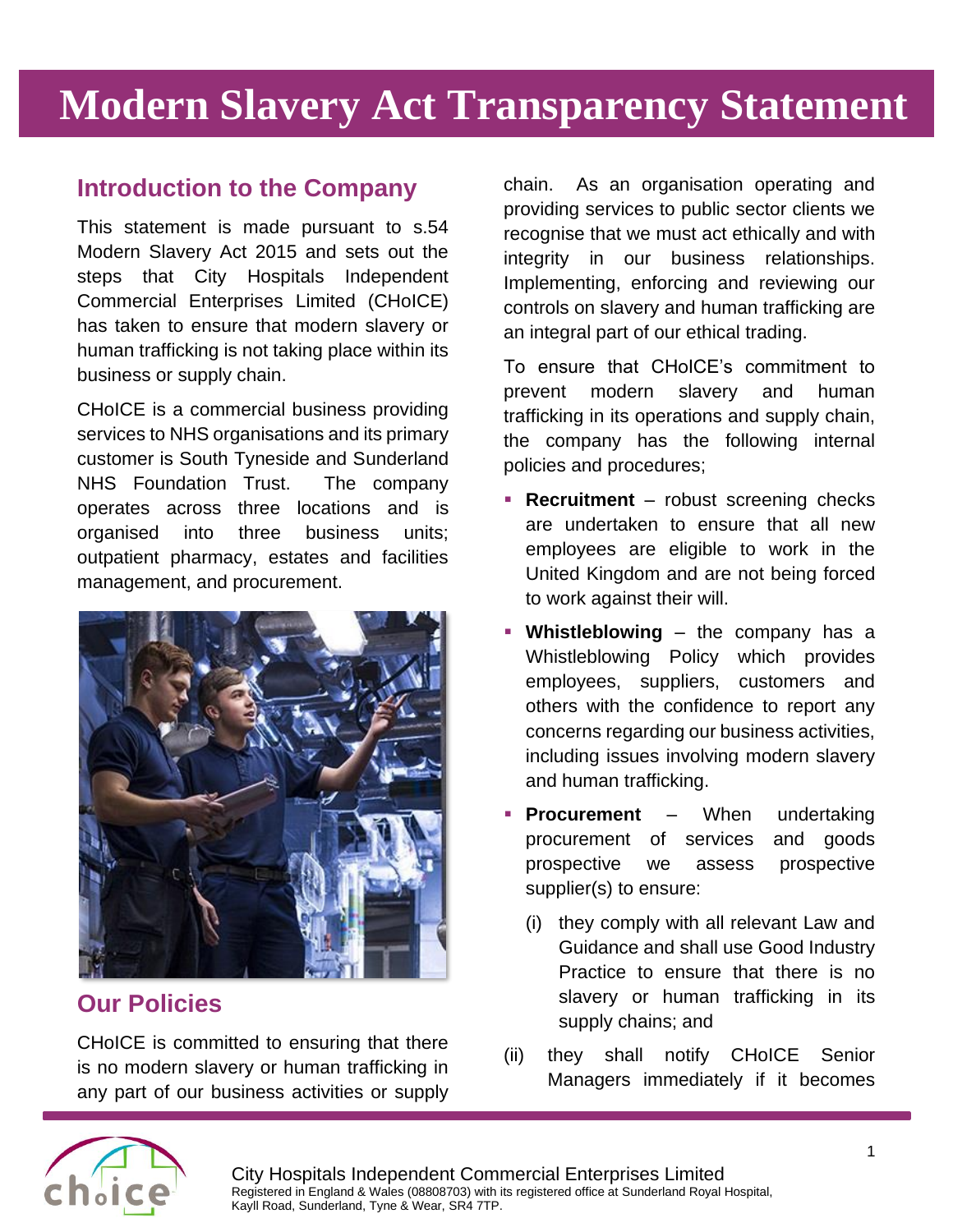# Modern Slavery Act Transparency Statement

## Introduction to the Company

This statement is made pursuant to s.54 Modern Slavery Act 2015 and sets out the steps that City Hospitals Independent Commercial Enterprises Limited (CHoICE) has taken to ensure that modern slavery or human trafficking is not taking place within its business or supply chain.

CHoICE is a commercial business providing services to NHS organisations and its primary customer is South Tyneside and Sunderland NHS Foundation Trust. The company operates across three locations and is organised into three business units; outpatient pharmacy, estates and facilities management, and procurement.

## Our Policies

CHoICE is committed to ensuring that there is no modern slavery or human trafficking in any part of our business activities or supply chain. As an organisation operating and providing services to public sector clients we recognise that we must act ethically and with integrity in our business relationships. Implementing, enforcing and reviewing our controls on slavery and human trafficking are an integral part of our ethical trading.

To ensure that CHoICE's commitment to prevent modern slavery and human trafficking in its operations and supply chain, the company has the following internal policies and procedures;

- **Recruitment** – robust screening checks are undertaken to ensure that all new employees are eligible to work in the United Kingdom and are not being forced to work against their will.
- **Whistleblowing** – the company has a Whistleblowing Policy which provides employees, suppliers, customers and others with the confidence to report any concerns regarding our business activities, including issues involving modern slavery and human trafficking.
- **Procurement** – When undertaking procurement of services and goods prospective we assess prospective supplier(s) to ensure:

  (i) they comply with all relevant Law and Guidance and shall use Good Industry Practice to ensure that there is no slavery or human trafficking in its supply chains; and

(ii) they shall notify CHoICE Senior Managers immediately if it becomes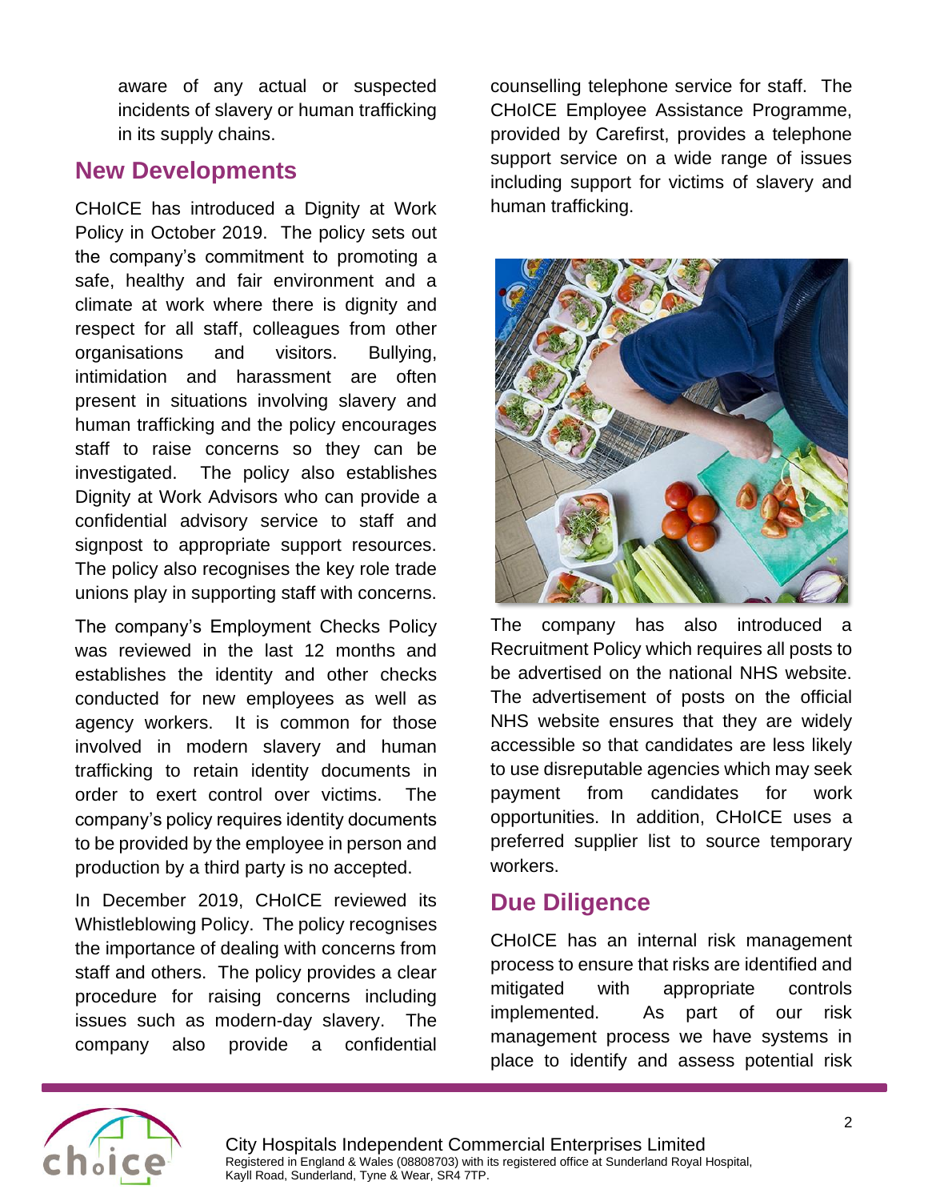aware of any actual or suspected incidents of slavery or human trafficking in its supply chains.

## New Developments

CHoICE has introduced a Dignity at Work Policy in October 2019. The policy sets out the company's commitment to promoting a safe, healthy and fair environment and a climate at work where there is dignity and respect for all staff, colleagues from other organisations and visitors. Bullying, intimidation and harassment are often present in situations involving slavery and human trafficking and the policy encourages staff to raise concerns so they can be investigated. The policy also establishes Dignity at Work Advisors who can provide a confidential advisory service to staff and signpost to appropriate support resources. The policy also recognises the key role trade unions play in supporting staff with concerns.

The company's Employment Checks Policy was reviewed in the last 12 months and establishes the identity and other checks conducted for new employees as well as agency workers. It is common for those involved in modern slavery and human trafficking to retain identity documents in order to exert control over victims. The company's policy requires identity documents to be provided by the employee in person and production by a third party is no accepted.

In December 2019, CHoICE reviewed its Whistleblowing Policy. The policy recognises the importance of dealing with concerns from staff and others. The policy provides a clear procedure for raising concerns including issues such as modern-day slavery. The company also provide a confidential counselling telephone service for staff. The CHoICE Employee Assistance Programme, provided by Carefirst, provides a telephone support service on a wide range of issues including support for victims of slavery and human trafficking.

The company has also introduced a Recruitment Policy which requires all posts to be advertised on the national NHS website. The advertisement of posts on the official NHS website ensures that they are widely accessible so that candidates are less likely to use disreputable agencies which may seek payment from candidates for work opportunities. In addition, CHoICE uses a preferred supplier list to source temporary workers.

## Due Diligence

CHoICE has an internal risk management process to ensure that risks are identified and mitigated with appropriate controls implemented. As part of our risk management process we have systems in place to identify and assess potential risk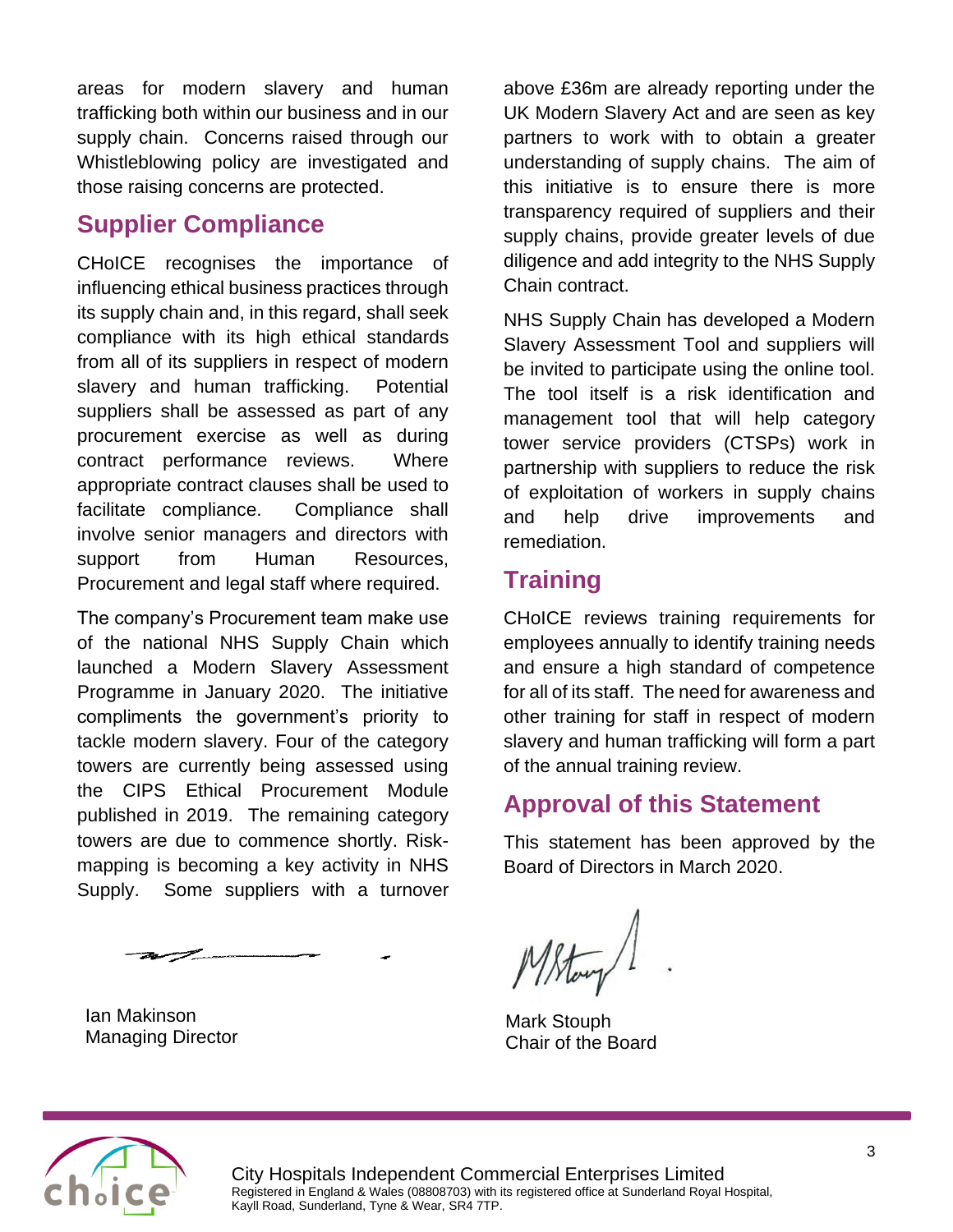areas for modern slavery and human trafficking both within our business and in our supply chain. Concerns raised through our Whistleblowing policy are investigated and those raising concerns are protected.

## Supplier Compliance

CHoICE recognises the importance of influencing ethical business practices through its supply chain and, in this regard, shall seek compliance with its high ethical standards from all of its suppliers in respect of modern slavery and human trafficking. Potential suppliers shall be assessed as part of any procurement exercise as well as during contract performance reviews. Where appropriate contract clauses shall be used to facilitate compliance. Compliance shall involve senior managers and directors with support from Human Resources, Procurement and legal staff where required.

The company's Procurement team make use of the national NHS Supply Chain which launched a Modern Slavery Assessment Programme in January 2020. The initiative compliments the government's priority to tackle modern slavery. Four of the category towers are currently being assessed using the CIPS Ethical Procurement Module published in 2019. The remaining category towers are due to commence shortly. Risk-mapping is becoming a key activity in NHS Supply. Some suppliers with a turnover above £36m are already reporting under the UK Modern Slavery Act and are seen as key partners to work with to obtain a greater understanding of supply chains. The aim of this initiative is to ensure there is more transparency required of suppliers and their supply chains, provide greater levels of due diligence and add integrity to the NHS Supply Chain contract.

NHS Supply Chain has developed a Modern Slavery Assessment Tool and suppliers will be invited to participate using the online tool. The tool itself is a risk identification and management tool that will help category tower service providers (CTSPs) work in partnership with suppliers to reduce the risk of exploitation of workers in supply chains and help drive improvements and remediation.

## Training

CHoICE reviews training requirements for employees annually to identify training needs and ensure a high standard of competence for all of its staff. The need for awareness and other training for staff in respect of modern slavery and human trafficking will form a part of the annual training review.

## Approval of this Statement

This statement has been approved by the Board of Directors in March 2020.

Ian Makinson
Managing Director

Mark Stouph
Chair of the Board

City Hospitals Independent Commercial Enterprises Limited
Registered in England & Wales (08808703) with its registered office at Sunderland Royal Hospital, Kayll Road, Sunderland, Tyne & Wear, SR4 7TP.